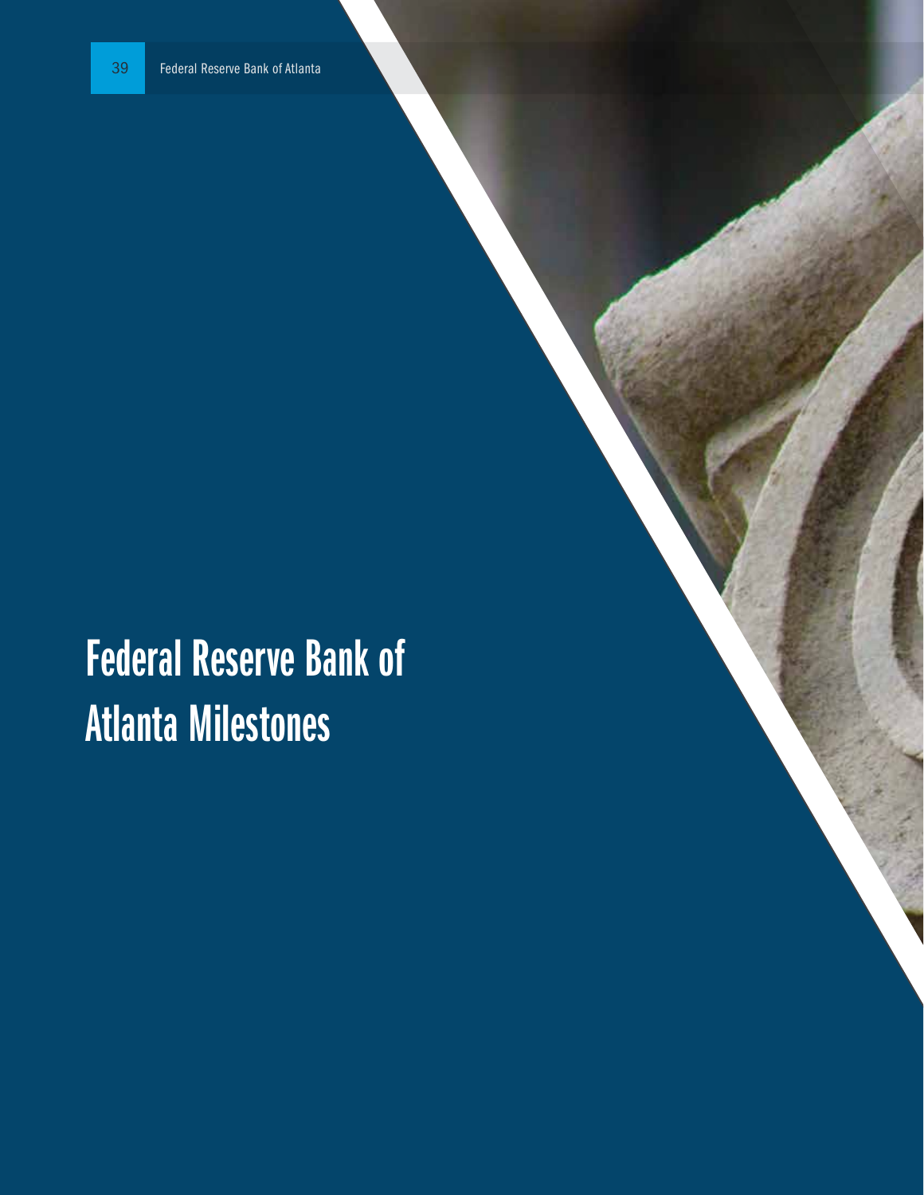# Federal Reserve Bank of Atlanta Milestones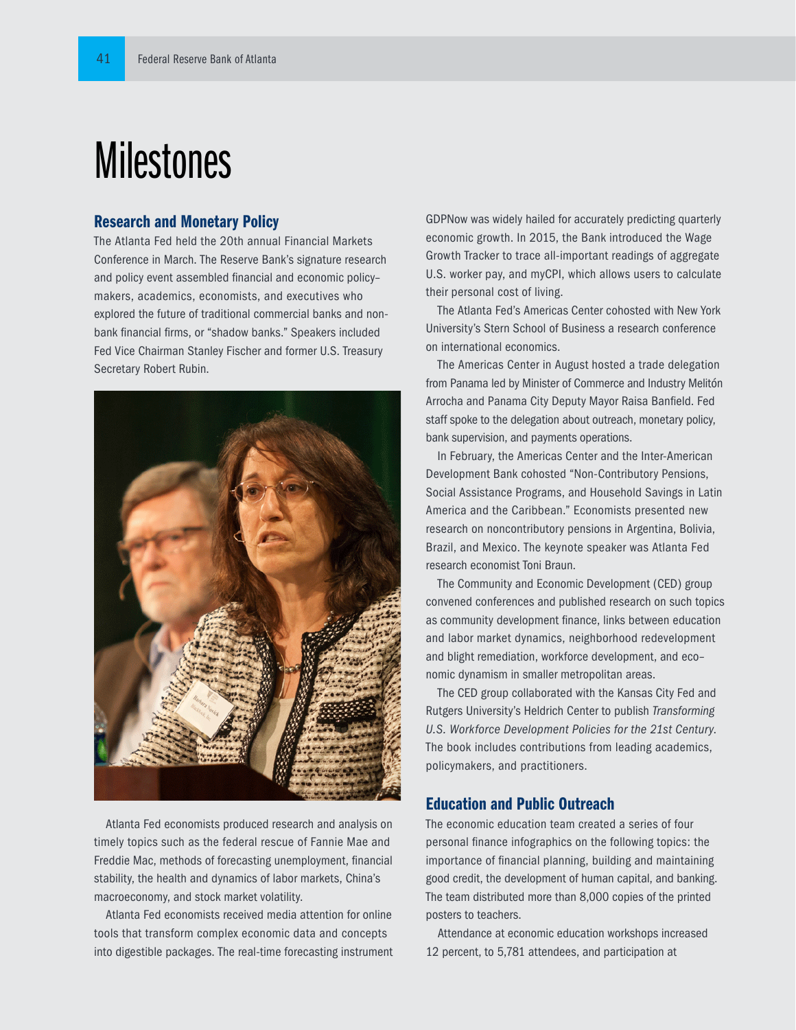# Milestones

## Research and Monetary Policy

The Atlanta Fed held the 20th annual Financial Markets Conference in March. The Reserve Bank's signature research and policy event assembled financial and economic policymakers, academics, economists, and executives who explored the future of traditional commercial banks and nonbank financial firms, or "shadow banks." Speakers included Fed Vice Chairman Stanley Fischer and former U.S. Treasury Secretary Robert Rubin.

Atlanta Fed economists produced research and analysis on timely topics such as the federal rescue of Fannie Mae and Freddie Mac, methods of forecasting unemployment, financial stability, the health and dynamics of labor markets, China's macroeconomy, and stock market volatility.

Atlanta Fed economists received media attention for online tools that transform complex economic data and concepts into digestible packages. The real-time forecasting instrument GDPNow was widely hailed for accurately predicting quarterly economic growth. In 2015, the Bank introduced the Wage Growth Tracker to trace all-important readings of aggregate U.S. worker pay, and myCPI, which allows users to calculate their personal cost of living.

The Atlanta Fed's Americas Center cohosted with New York University's Stern School of Business a research conference on international economics.

The Americas Center in August hosted a trade delegation from Panama led by Minister of Commerce and Industry Melitón Arrocha and Panama City Deputy Mayor Raisa Banfield. Fed staff spoke to the delegation about outreach, monetary policy, bank supervision, and payments operations.

In February, the Americas Center and the Inter-American Development Bank cohosted "Non-Contributory Pensions, Social Assistance Programs, and Household Savings in Latin America and the Caribbean." Economists presented new research on noncontributory pensions in Argentina, Bolivia, Brazil, and Mexico. The keynote speaker was Atlanta Fed research economist Toni Braun.

The Community and Economic Development (CED) group convened conferences and published research on such topics as community development finance, links between education and labor market dynamics, neighborhood redevelopment and blight remediation, workforce development, and economic dynamism in smaller metropolitan areas.

The CED group collaborated with the Kansas City Fed and Rutgers University's Heldrich Center to publish *Transforming U.S. Workforce Development Policies for the 21st Century*. The book includes contributions from leading academics, policymakers, and practitioners.

## Education and Public Outreach

The economic education team created a series of four personal finance infographics on the following topics: the importance of financial planning, building and maintaining good credit, the development of human capital, and banking. The team distributed more than 8,000 copies of the printed posters to teachers.

Attendance at economic education workshops increased 12 percent, to 5,781 attendees, and participation at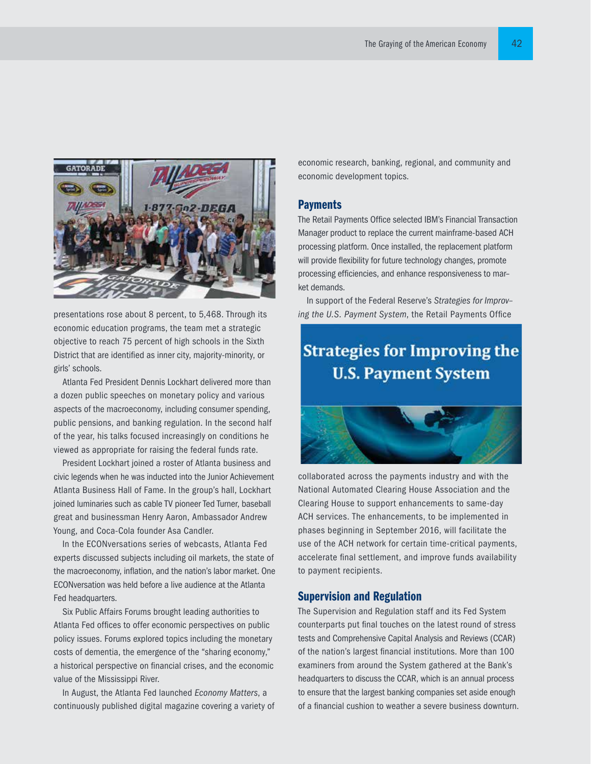presentations rose about 8 percent, to 5,468. Through its economic education programs, the team met a strategic objective to reach 75 percent of high schools in the Sixth District that are identified as inner city, majority-minority, or girls' schools.

Atlanta Fed President Dennis Lockhart delivered more than a dozen public speeches on monetary policy and various aspects of the macroeconomy, including consumer spending, public pensions, and banking regulation. In the second half of the year, his talks focused increasingly on conditions he viewed as appropriate for raising the federal funds rate.

President Lockhart joined a roster of Atlanta business and civic legends when he was inducted into the Junior Achievement Atlanta Business Hall of Fame. In the group's hall, Lockhart joined luminaries such as cable TV pioneer Ted Turner, baseball great and businessman Henry Aaron, Ambassador Andrew Young, and Coca-Cola founder Asa Candler.

In the ECONversations series of webcasts, Atlanta Fed experts discussed subjects including oil markets, the state of the macroeconomy, inflation, and the nation's labor market. One ECONversation was held before a live audience at the Atlanta Fed headquarters.

Six Public Affairs Forums brought leading authorities to Atlanta Fed offices to offer economic perspectives on public policy issues. Forums explored topics including the monetary costs of dementia, the emergence of the "sharing economy," a historical perspective on financial crises, and the economic value of the Mississippi River.

In August, the Atlanta Fed launched *Economy Matters*, a continuously published digital magazine covering a variety of economic research, banking, regional, and community and economic development topics.

## Payments

The Retail Payments Office selected IBM's Financial Transaction Manager product to replace the current mainframe-based ACH processing platform. Once installed, the replacement platform will provide flexibility for future technology changes, promote processing efficiencies, and enhance responsiveness to market demands.

In support of the Federal Reserve's *Strategies for Improving the U.S. Payment System*, the Retail Payments Office collaborated across the payments industry and with the National Automated Clearing House Association and the Clearing House to support enhancements to same-day ACH services. The enhancements, to be implemented in phases beginning in September 2016, will facilitate the use of the ACH network for certain time-critical payments, accelerate final settlement, and improve funds availability to payment recipients.

## Supervision and Regulation

The Supervision and Regulation staff and its Fed System counterparts put final touches on the latest round of stress tests and Comprehensive Capital Analysis and Reviews (CCAR) of the nation's largest financial institutions. More than 100 examiners from around the System gathered at the Bank's headquarters to discuss the CCAR, which is an annual process to ensure that the largest banking companies set aside enough of a financial cushion to weather a severe business downturn.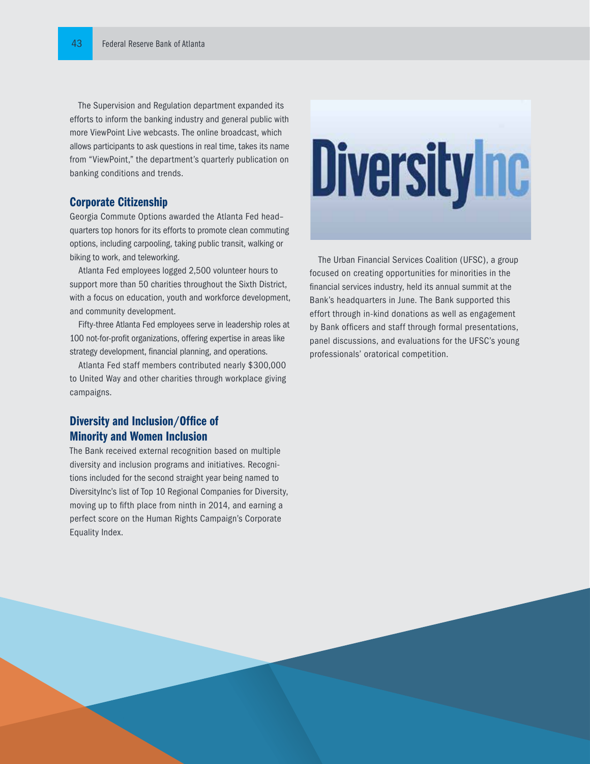The Supervision and Regulation department expanded its efforts to inform the banking industry and general public with more ViewPoint Live webcasts. The online broadcast, which allows participants to ask questions in real time, takes its name from "ViewPoint," the department's quarterly publication on banking conditions and trends.

## Corporate Citizenship

Georgia Commute Options awarded the Atlanta Fed headquarters top honors for its efforts to promote clean commuting options, including carpooling, taking public transit, walking or biking to work, and teleworking.

Atlanta Fed employees logged 2,500 volunteer hours to support more than 50 charities throughout the Sixth District, with a focus on education, youth and workforce development, and community development.

Fifty-three Atlanta Fed employees serve in leadership roles at 100 not-for-profit organizations, offering expertise in areas like strategy development, financial planning, and operations.

Atlanta Fed staff members contributed nearly $300,000 to United Way and other charities through workplace giving campaigns.

## Diversity and Inclusion/Office of Minority and Women Inclusion

The Bank received external recognition based on multiple diversity and inclusion programs and initiatives. Recognitions included for the second straight year being named to DiversityInc's list of Top 10 Regional Companies for Diversity, moving up to fifth place from ninth in 2014, and earning a perfect score on the Human Rights Campaign's Corporate Equality Index.

DiversityInc

The Urban Financial Services Coalition (UFSC), a group focused on creating opportunities for minorities in the financial services industry, held its annual summit at the Bank's headquarters in June. The Bank supported this effort through in-kind donations as well as engagement by Bank officers and staff through formal presentations, panel discussions, and evaluations for the UFSC's young professionals' oratorical competition.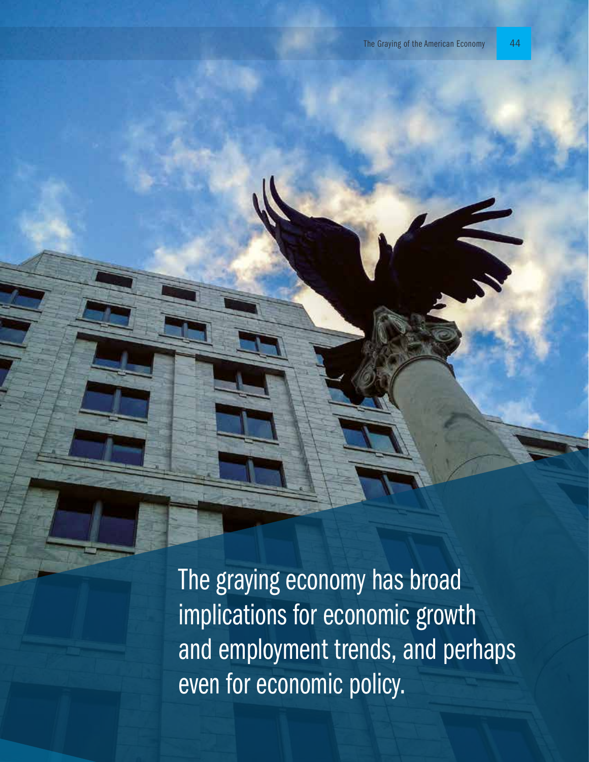The graying economy has broad implications for economic growth and employment trends, and perhaps even for economic policy.